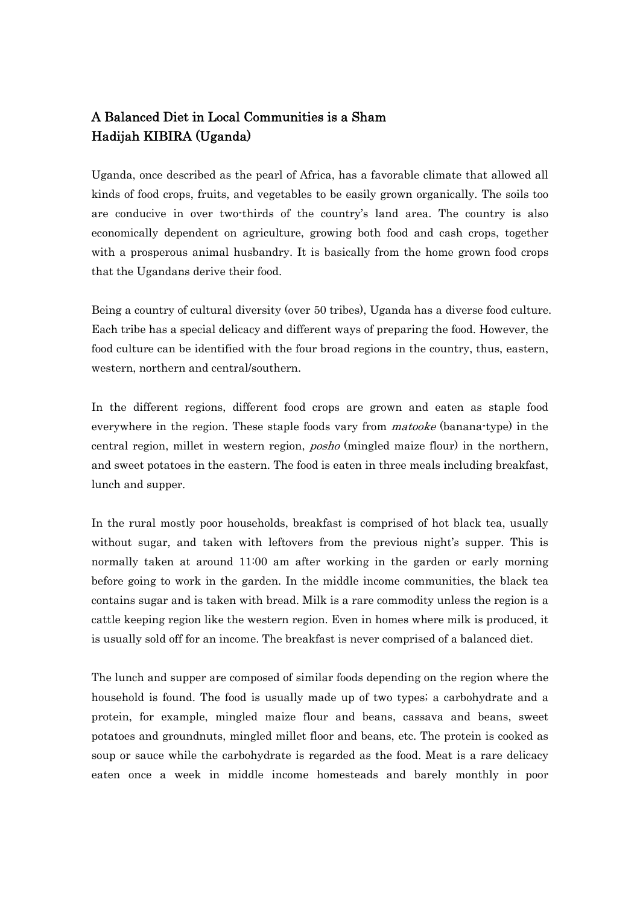# A Balanced Diet in Local Communities is a Sham
## Hadijah KIBIRA (Uganda)

Uganda, once described as the pearl of Africa, has a favorable climate that allowed all kinds of food crops, fruits, and vegetables to be easily grown organically. The soils too are conducive in over two-thirds of the country's land area. The country is also economically dependent on agriculture, growing both food and cash crops, together with a prosperous animal husbandry. It is basically from the home grown food crops that the Ugandans derive their food.

Being a country of cultural diversity (over 50 tribes), Uganda has a diverse food culture. Each tribe has a special delicacy and different ways of preparing the food. However, the food culture can be identified with the four broad regions in the country, thus, eastern, western, northern and central/southern.

In the different regions, different food crops are grown and eaten as staple food everywhere in the region. These staple foods vary from *matooke* (banana-type) in the central region, millet in western region, *posho* (mingled maize flour) in the northern, and sweet potatoes in the eastern. The food is eaten in three meals including breakfast, lunch and supper.

In the rural mostly poor households, breakfast is comprised of hot black tea, usually without sugar, and taken with leftovers from the previous night's supper. This is normally taken at around 11:00 am after working in the garden or early morning before going to work in the garden. In the middle income communities, the black tea contains sugar and is taken with bread. Milk is a rare commodity unless the region is a cattle keeping region like the western region. Even in homes where milk is produced, it is usually sold off for an income. The breakfast is never comprised of a balanced diet.

The lunch and supper are composed of similar foods depending on the region where the household is found. The food is usually made up of two types; a carbohydrate and a protein, for example, mingled maize flour and beans, cassava and beans, sweet potatoes and groundnuts, mingled millet floor and beans, etc. The protein is cooked as soup or sauce while the carbohydrate is regarded as the food. Meat is a rare delicacy eaten once a week in middle income homesteads and barely monthly in poor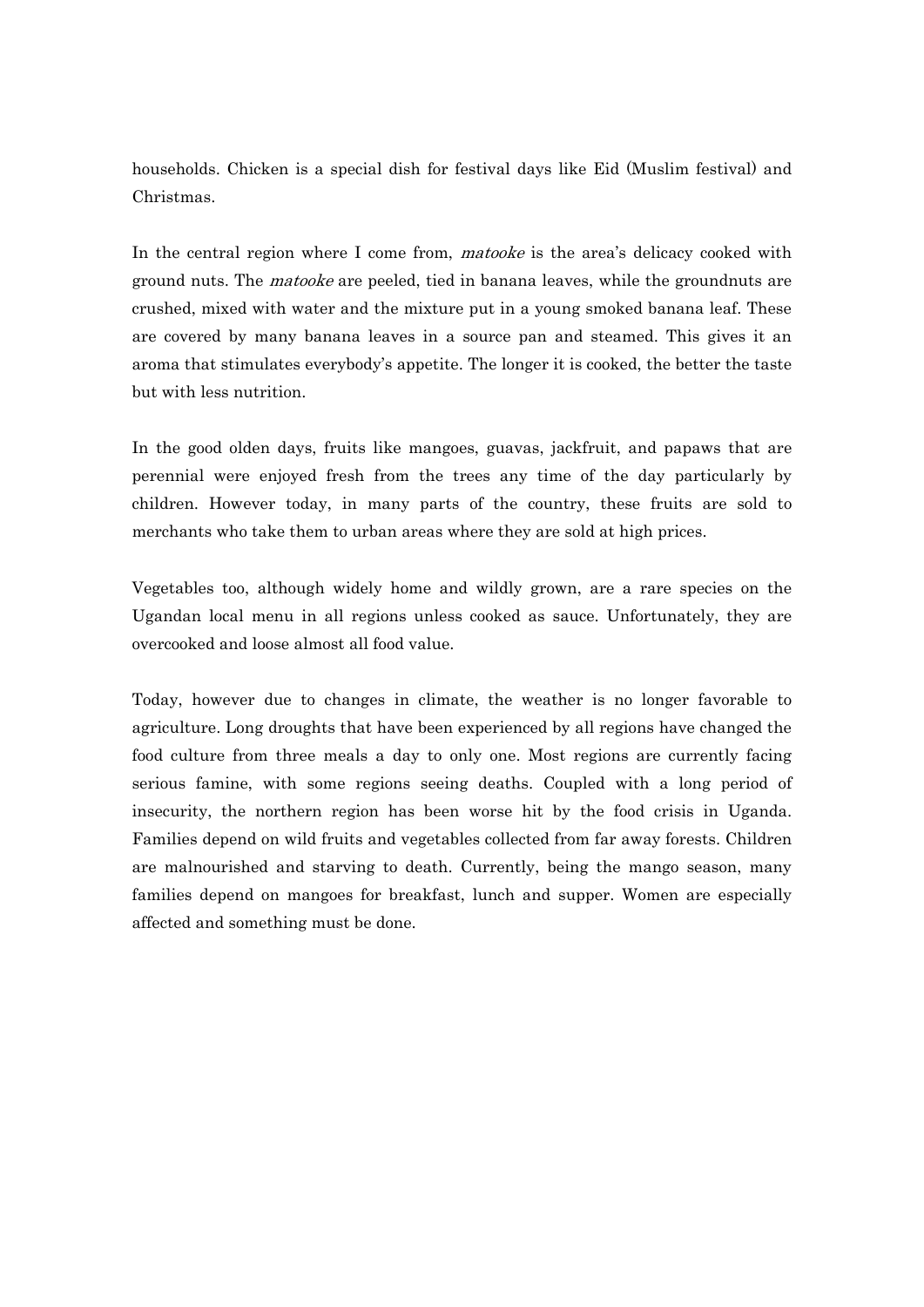households. Chicken is a special dish for festival days like Eid (Muslim festival) and Christmas.

In the central region where I come from, *matooke* is the area's delicacy cooked with ground nuts. The *matooke* are peeled, tied in banana leaves, while the groundnuts are crushed, mixed with water and the mixture put in a young smoked banana leaf. These are covered by many banana leaves in a source pan and steamed. This gives it an aroma that stimulates everybody's appetite. The longer it is cooked, the better the taste but with less nutrition.

In the good olden days, fruits like mangoes, guavas, jackfruit, and papaws that are perennial were enjoyed fresh from the trees any time of the day particularly by children. However today, in many parts of the country, these fruits are sold to merchants who take them to urban areas where they are sold at high prices.

Vegetables too, although widely home and wildly grown, are a rare species on the Ugandan local menu in all regions unless cooked as sauce. Unfortunately, they are overcooked and loose almost all food value.

Today, however due to changes in climate, the weather is no longer favorable to agriculture. Long droughts that have been experienced by all regions have changed the food culture from three meals a day to only one. Most regions are currently facing serious famine, with some regions seeing deaths. Coupled with a long period of insecurity, the northern region has been worse hit by the food crisis in Uganda. Families depend on wild fruits and vegetables collected from far away forests. Children are malnourished and starving to death. Currently, being the mango season, many families depend on mangoes for breakfast, lunch and supper. Women are especially affected and something must be done.